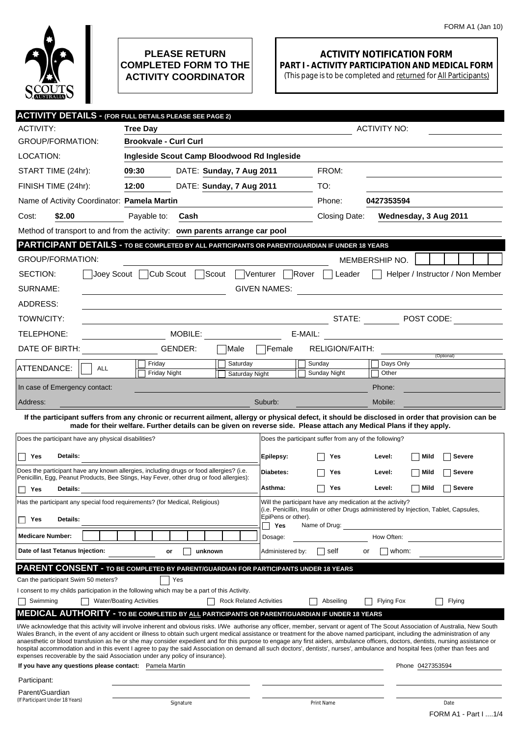FORM A1 (Jan 10)

**PLEASE RETURN COMPLETED FORM TO THE ACTIVITY COORDINATOR**

# ACTIVITY NOTIFICATION FORM

## PART I - ACTIVITY PARTICIPATION AND MEDICAL FORM

(This page is to be completed and returned for All Participants)

## ACTIVITY DETAILS - (FOR FULL DETAILS PLEASE SEE PAGE 2)

ACTIVITY: **Tree Day** ACTIVITY NO:

GROUP/FORMATION: **Brookvale - Curl Curl**

LOCATION: **Ingleside Scout Camp Bloodwood Rd Ingleside**

START TIME (24hr): **09:30** DATE: **Sunday, 7 Aug 2011** FROM:

FINISH TIME (24hr): **12:00** DATE: **Sunday, 7 Aug 2011** TO:

Name of Activity Coordinator: **Pamela Martin** Phone: **0427353594**

Cost: **$2.00** Payable to: **Cash** Closing Date: **Wednesday, 3 Aug 2011**

Method of transport to and from the activity: **own parents arrange car pool**

## PARTICIPANT DETAILS - TO BE COMPLETED BY ALL PARTICIPANTS OR PARENT/GUARDIAN IF UNDER 18 YEARS

GROUP/FORMATION: MEMBERSHIP NO.

SECTION: ☐ Joey Scout ☐ Cub Scout ☐ Scout ☐ Venturer ☐ Rover ☐ Leader ☐ Helper / Instructor / Non Member

SURNAME: GIVEN NAMES:

ADDRESS:

TOWN/CITY: STATE: POST CODE:

TELEPHONE: MOBILE: E-MAIL:

DATE OF BIRTH: GENDER: ☐ Male ☐ Female RELIGION/FAITH: (Optional)

ATTENDANCE: ☐ ALL ☐ Friday ☐ Friday Night ☐ Saturday ☐ Saturday Night ☐ Sunday ☐ Sunday Night ☐ Days Only ☐ Other

In case of Emergency contact: Phone:

Address: Suburb: Mobile:

**If the participant suffers from any chronic or recurrent ailment, allergy or physical defect, it should be disclosed in order that provision can be made for their welfare. Further details can be given on reverse side. Please attach any Medical Plans if they apply.**

Does the participant have any physical disabilities?

☐ **Yes** **Details:**

Does the participant have any known allergies, including drugs or food allergies? (i.e. Penicillin, Egg, Peanut Products, Bee Stings, Hay Fever, other drug or food allergies):

☐ **Yes** **Details:**

Has the participant any special food requirements? (for Medical, Religious)

☐ **Yes** **Details:**

**Medicare Number:**

**Date of last Tetanus Injection:** or ☐ **unknown**

Does the participant suffer from any of the following?

| | | | |
|---|---|---|---|
| **Epilepsy:** | ☐ **Yes** | **Level:** | ☐ **Mild** ☐ **Severe** |
| **Diabetes:** | ☐ **Yes** | **Level:** | ☐ **Mild** ☐ **Severe** |
| **Asthma:** | ☐ **Yes** | **Level:** | ☐ **Mild** ☐ **Severe** |

Will the participant have any medication at the activity? (i.e. Penicillin, Insulin or other Drugs administered by Injection, Tablet, Capsules, EpiPens or other).

☐ **Yes** Name of Drug:

Dosage: How Often:

Administered by: ☐ self or ☐ whom:

## PARENT CONSENT - TO BE COMPLETED BY PARENT/GUARDIAN FOR PARTICIPANTS UNDER 18 YEARS

Can the participant Swim 50 meters? ☐ Yes

I consent to my childs participation in the following which may be a part of this Activity.

☐ Swimming ☐ Water/Boating Activities ☐ Rock Related Activities ☐ Abseiling ☐ Flying Fox ☐ Flying

## MEDICAL AUTHORITY - TO BE COMPLETED BY ALL PARTICIPANTS OR PARENT/GUARDIAN IF UNDER 18 YEARS

I/We acknowledge that this activity will involve inherent and obvious risks. I/We authorise any officer, member, servant or agent of The Scout Association of Australia, New South Wales Branch, in the event of any accident or illness to obtain such urgent medical assistance or treatment for the above named participant, including the administration of any anaesthetic or blood transfusion as he or she may consider expedient and for this purpose to engage any first aiders, ambulance officers, doctors, dentists, nursing assistance or hospital accommodation and in this event I agree to pay the said Association on demand all such doctors', dentists', nurses', ambulance and hospital fees (other than fees and expenses recoverable by the said Association under any policy of insurance).

**If you have any questions please contact:** Pamela Martin Phone 0427353594

| | Signature | Print Name | Date |
|---|---|---|---|
| Participant: | | | |
| Parent/Guardian (If Participant Under 18 Years) | | | |

FORM A1 - Part I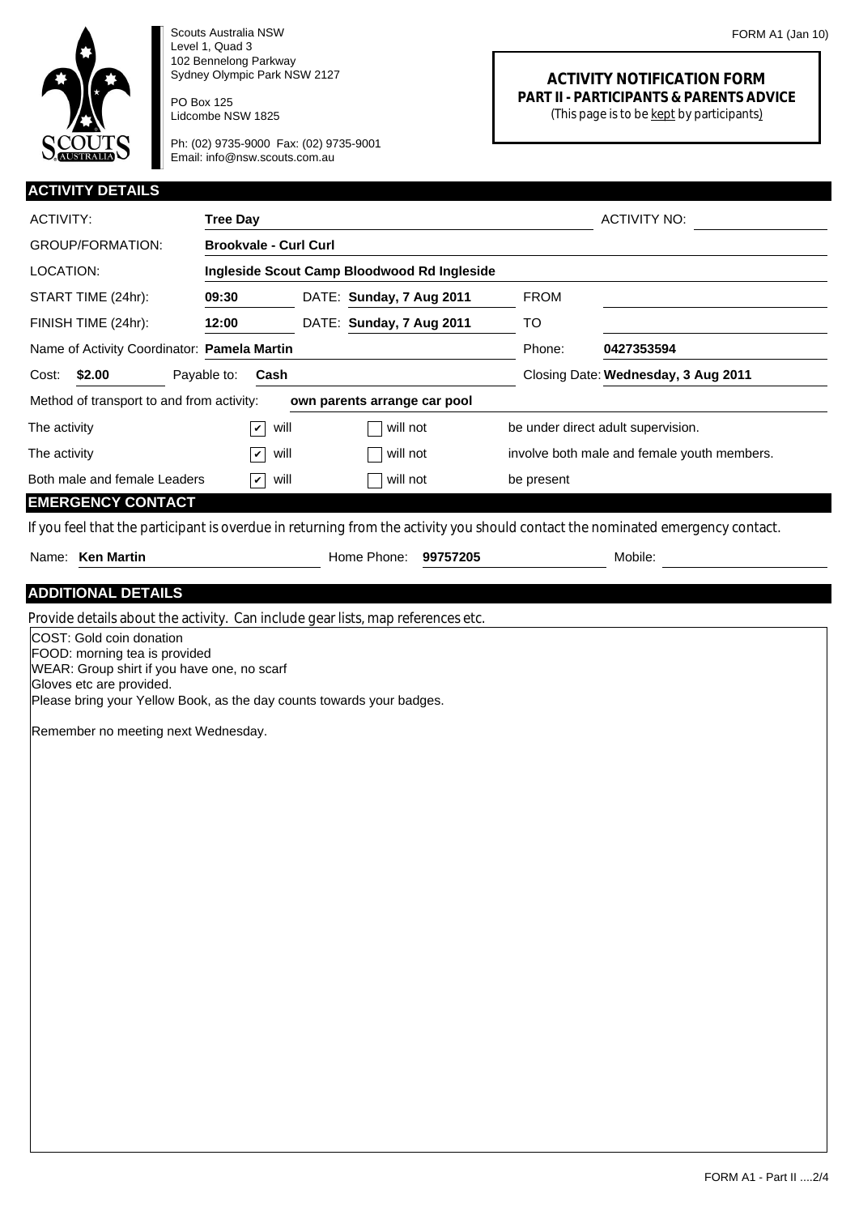Scouts Australia NSW
Level 1, Quad 3
102 Bennelong Parkway
Sydney Olympic Park NSW 2127

PO Box 125
Lidcombe NSW 1825

Ph: (02) 9735-9000 Fax: (02) 9735-9001
Email: info@nsw.scouts.com.au

FORM A1 (Jan 10)

**ACTIVITY NOTIFICATION FORM**
**PART II - PARTICIPANTS & PARENTS ADVICE**
*(This page is to be kept by participants)*

## ACTIVITY DETAILS

ACTIVITY: **Tree Day**
ACTIVITY NO:

GROUP/FORMATION: **Brookvale - Curl Curl**

LOCATION: **Ingleside Scout Camp Bloodwood Rd Ingleside**

START TIME (24hr): **09:30** DATE: **Sunday, 7 Aug 2011** FROM

FINISH TIME (24hr): **12:00** DATE: **Sunday, 7 Aug 2011** TO

Name of Activity Coordinator: **Pamela Martin** Phone: **0427353594**

Cost: **$2.00** Payable to: **Cash** Closing Date: **Wednesday, 3 Aug 2011**

Method of transport to and from activity: **own parents arrange car pool**

The activity ☑ will ☐ will not be under direct adult supervision.

The activity ☑ will ☐ will not involve both male and female youth members.

Both male and female Leaders ☑ will ☐ will not be present

## EMERGENCY CONTACT

If you feel that the participant is overdue in returning from the activity you should contact the nominated emergency contact.

Name: **Ken Martin** Home Phone: **99757205** Mobile:

## ADDITIONAL DETAILS

Provide details about the activity. Can include gear lists, map references etc.

COST: Gold coin donation
FOOD: morning tea is provided
WEAR: Group shirt if you have one, no scarf
Gloves etc are provided.
Please bring your Yellow Book, as the day counts towards your badges.

Remember no meeting next Wednesday.

FORM A1 - Part II ....2/4